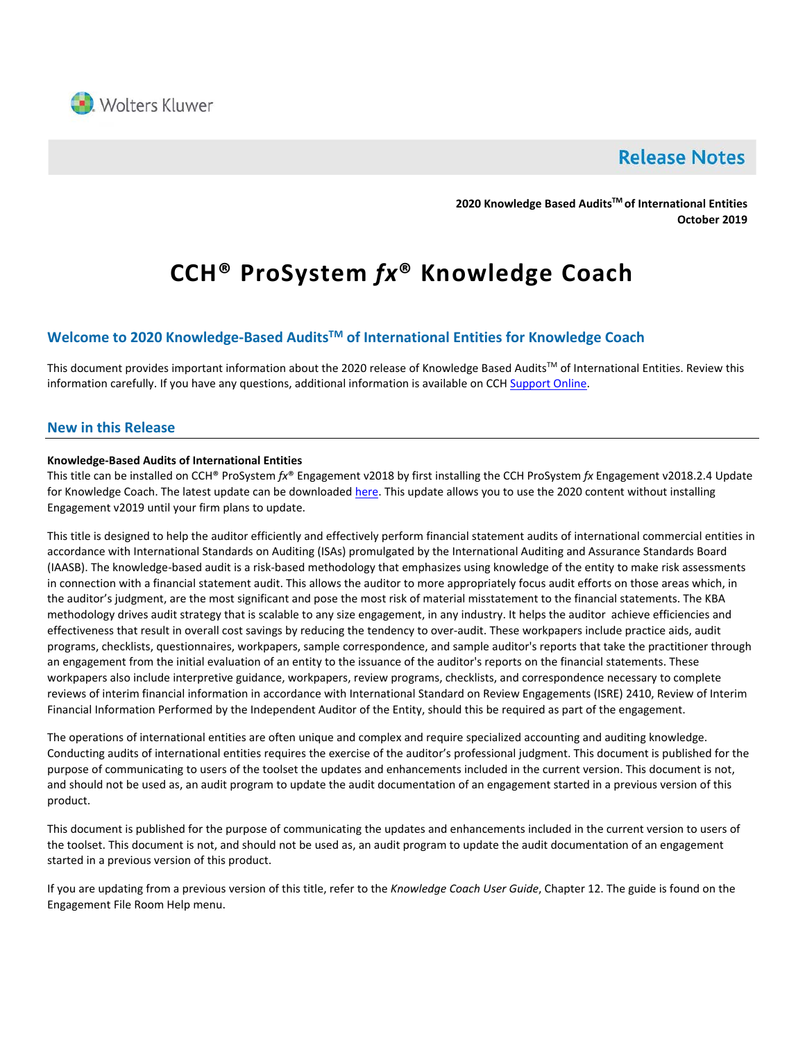Wolters Kluwer

# Release Notes

**2020 Knowledge Based Audits™ of International Entities**
**October 2019**

# CCH® ProSystem *fx*® Knowledge Coach

## Welcome to 2020 Knowledge-Based Audits™ of International Entities for Knowledge Coach

This document provides important information about the 2020 release of Knowledge Based Audits™ of International Entities. Review this information carefully. If you have any questions, additional information is available on CCH Support Online.

## New in this Release

**Knowledge-Based Audits of International Entities**

This title can be installed on CCH® ProSystem *fx*® Engagement v2018 by first installing the CCH ProSystem *fx* Engagement v2018.2.4 Update for Knowledge Coach. The latest update can be downloaded here. This update allows you to use the 2020 content without installing Engagement v2019 until your firm plans to update.

This title is designed to help the auditor efficiently and effectively perform financial statement audits of international commercial entities in accordance with International Standards on Auditing (ISAs) promulgated by the International Auditing and Assurance Standards Board (IAASB). The knowledge-based audit is a risk-based methodology that emphasizes using knowledge of the entity to make risk assessments in connection with a financial statement audit. This allows the auditor to more appropriately focus audit efforts on those areas which, in the auditor's judgment, are the most significant and pose the most risk of material misstatement to the financial statements. The KBA methodology drives audit strategy that is scalable to any size engagement, in any industry. It helps the auditor achieve efficiencies and effectiveness that result in overall cost savings by reducing the tendency to over-audit. These workpapers include practice aids, audit programs, checklists, questionnaires, workpapers, sample correspondence, and sample auditor's reports that take the practitioner through an engagement from the initial evaluation of an entity to the issuance of the auditor's reports on the financial statements. These workpapers also include interpretive guidance, workpapers, review programs, checklists, and correspondence necessary to complete reviews of interim financial information in accordance with International Standard on Review Engagements (ISRE) 2410, Review of Interim Financial Information Performed by the Independent Auditor of the Entity, should this be required as part of the engagement.

The operations of international entities are often unique and complex and require specialized accounting and auditing knowledge. Conducting audits of international entities requires the exercise of the auditor's professional judgment. This document is published for the purpose of communicating to users of the toolset the updates and enhancements included in the current version. This document is not, and should not be used as, an audit program to update the audit documentation of an engagement started in a previous version of this product.

This document is published for the purpose of communicating the updates and enhancements included in the current version to users of the toolset. This document is not, and should not be used as, an audit program to update the audit documentation of an engagement started in a previous version of this product.

If you are updating from a previous version of this title, refer to the *Knowledge Coach User Guide*, Chapter 12. The guide is found on the Engagement File Room Help menu.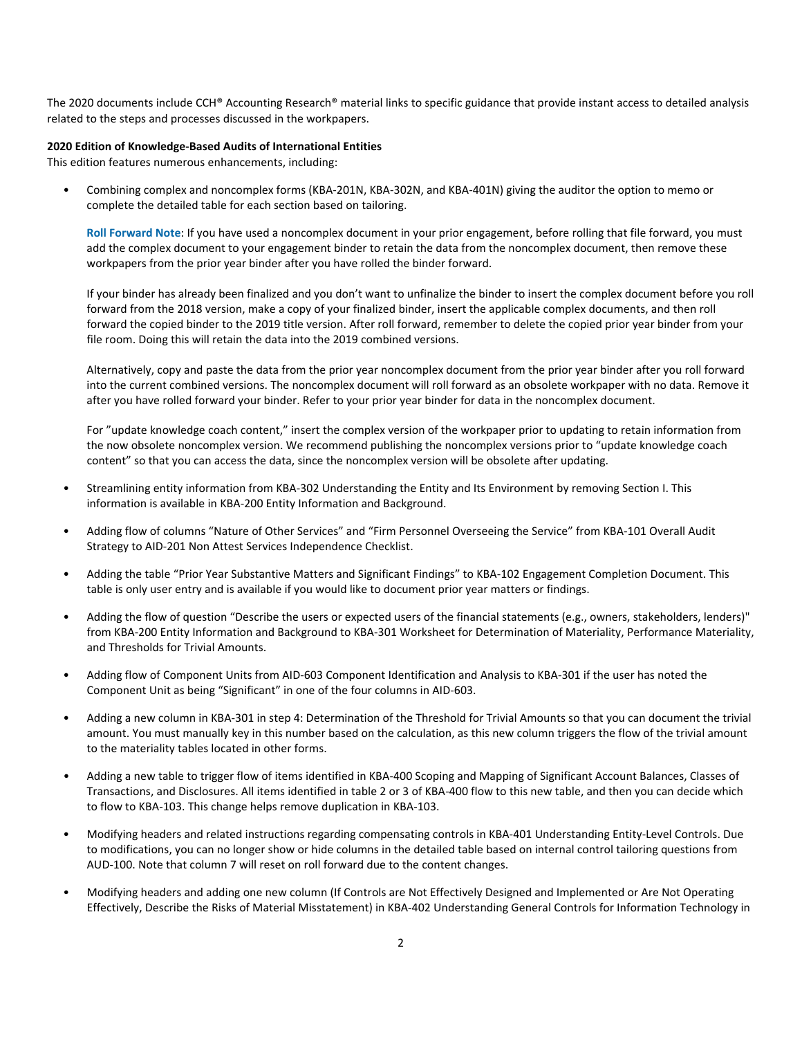The 2020 documents include CCH® Accounting Research® material links to specific guidance that provide instant access to detailed analysis related to the steps and processes discussed in the workpapers.

**2020 Edition of Knowledge-Based Audits of International Entities**

This edition features numerous enhancements, including:

- Combining complex and noncomplex forms (KBA-201N, KBA-302N, and KBA-401N) giving the auditor the option to memo or complete the detailed table for each section based on tailoring.

  **Roll Forward Note**: If you have used a noncomplex document in your prior engagement, before rolling that file forward, you must add the complex document to your engagement binder to retain the data from the noncomplex document, then remove these workpapers from the prior year binder after you have rolled the binder forward.

  If your binder has already been finalized and you don't want to unfinalize the binder to insert the complex document before you roll forward from the 2018 version, make a copy of your finalized binder, insert the applicable complex documents, and then roll forward the copied binder to the 2019 title version. After roll forward, remember to delete the copied prior year binder from your file room. Doing this will retain the data into the 2019 combined versions.

  Alternatively, copy and paste the data from the prior year noncomplex document from the prior year binder after you roll forward into the current combined versions. The noncomplex document will roll forward as an obsolete workpaper with no data. Remove it after you have rolled forward your binder. Refer to your prior year binder for data in the noncomplex document.

  For "update knowledge coach content," insert the complex version of the workpaper prior to updating to retain information from the now obsolete noncomplex version. We recommend publishing the noncomplex versions prior to "update knowledge coach content" so that you can access the data, since the noncomplex version will be obsolete after updating.

- Streamlining entity information from KBA-302 Understanding the Entity and Its Environment by removing Section I. This information is available in KBA-200 Entity Information and Background.
- Adding flow of columns "Nature of Other Services" and "Firm Personnel Overseeing the Service" from KBA-101 Overall Audit Strategy to AID-201 Non Attest Services Independence Checklist.
- Adding the table "Prior Year Substantive Matters and Significant Findings" to KBA-102 Engagement Completion Document. This table is only user entry and is available if you would like to document prior year matters or findings.
- Adding the flow of question "Describe the users or expected users of the financial statements (e.g., owners, stakeholders, lenders)" from KBA-200 Entity Information and Background to KBA-301 Worksheet for Determination of Materiality, Performance Materiality, and Thresholds for Trivial Amounts.
- Adding flow of Component Units from AID-603 Component Identification and Analysis to KBA-301 if the user has noted the Component Unit as being "Significant" in one of the four columns in AID-603.
- Adding a new column in KBA-301 in step 4: Determination of the Threshold for Trivial Amounts so that you can document the trivial amount. You must manually key in this number based on the calculation, as this new column triggers the flow of the trivial amount to the materiality tables located in other forms.
- Adding a new table to trigger flow of items identified in KBA-400 Scoping and Mapping of Significant Account Balances, Classes of Transactions, and Disclosures. All items identified in table 2 or 3 of KBA-400 flow to this new table, and then you can decide which to flow to KBA-103. This change helps remove duplication in KBA-103.
- Modifying headers and related instructions regarding compensating controls in KBA-401 Understanding Entity-Level Controls. Due to modifications, you can no longer show or hide columns in the detailed table based on internal control tailoring questions from AUD-100. Note that column 7 will reset on roll forward due to the content changes.
- Modifying headers and adding one new column (If Controls are Not Effectively Designed and Implemented or Are Not Operating Effectively, Describe the Risks of Material Misstatement) in KBA-402 Understanding General Controls for Information Technology in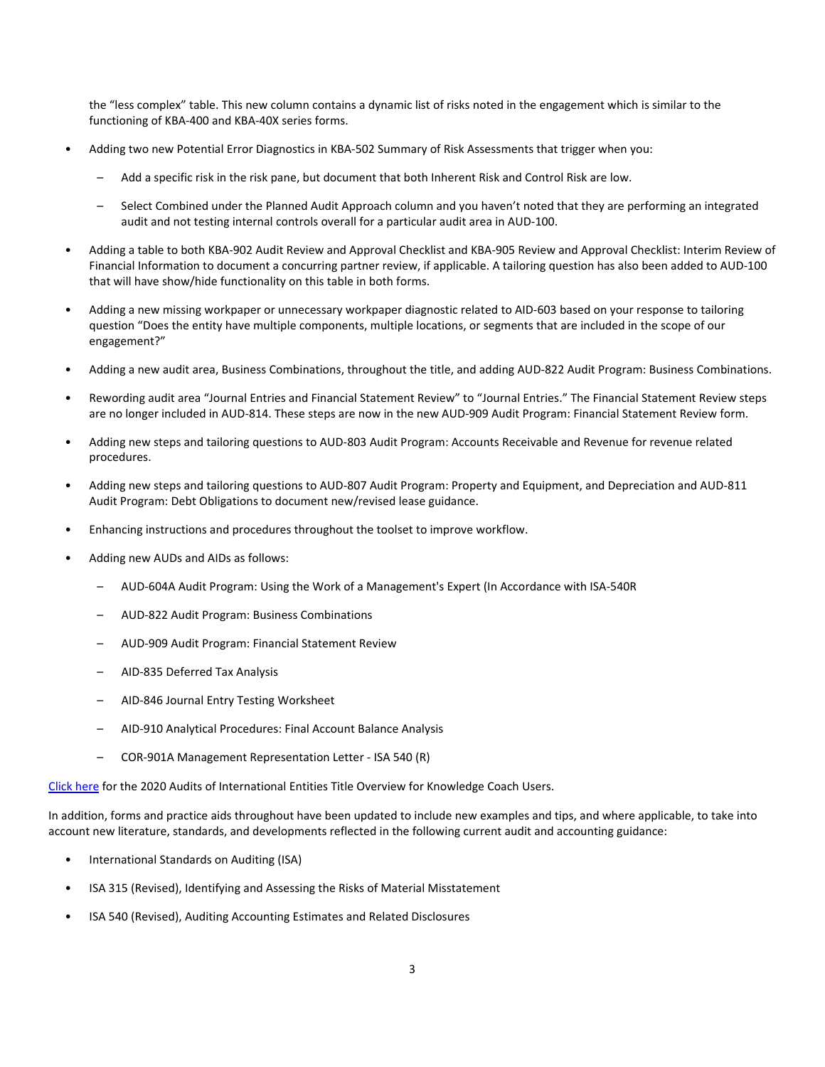the "less complex" table. This new column contains a dynamic list of risks noted in the engagement which is similar to the functioning of KBA-400 and KBA-40X series forms.

- Adding two new Potential Error Diagnostics in KBA-502 Summary of Risk Assessments that trigger when you:
  - Add a specific risk in the risk pane, but document that both Inherent Risk and Control Risk are low.
  - Select Combined under the Planned Audit Approach column and you haven't noted that they are performing an integrated audit and not testing internal controls overall for a particular audit area in AUD-100.
- Adding a table to both KBA-902 Audit Review and Approval Checklist and KBA-905 Review and Approval Checklist: Interim Review of Financial Information to document a concurring partner review, if applicable. A tailoring question has also been added to AUD-100 that will have show/hide functionality on this table in both forms.
- Adding a new missing workpaper or unnecessary workpaper diagnostic related to AID-603 based on your response to tailoring question "Does the entity have multiple components, multiple locations, or segments that are included in the scope of our engagement?"
- Adding a new audit area, Business Combinations, throughout the title, and adding AUD-822 Audit Program: Business Combinations.
- Rewording audit area "Journal Entries and Financial Statement Review" to "Journal Entries." The Financial Statement Review steps are no longer included in AUD-814. These steps are now in the new AUD-909 Audit Program: Financial Statement Review form.
- Adding new steps and tailoring questions to AUD-803 Audit Program: Accounts Receivable and Revenue for revenue related procedures.
- Adding new steps and tailoring questions to AUD-807 Audit Program: Property and Equipment, and Depreciation and AUD-811 Audit Program: Debt Obligations to document new/revised lease guidance.
- Enhancing instructions and procedures throughout the toolset to improve workflow.
- Adding new AUDs and AIDs as follows:
  - AUD-604A Audit Program: Using the Work of a Management's Expert (In Accordance with ISA-540R
  - AUD-822 Audit Program: Business Combinations
  - AUD-909 Audit Program: Financial Statement Review
  - AID-835 Deferred Tax Analysis
  - AID-846 Journal Entry Testing Worksheet
  - AID-910 Analytical Procedures: Final Account Balance Analysis
  - COR-901A Management Representation Letter - ISA 540 (R)

Click here for the 2020 Audits of International Entities Title Overview for Knowledge Coach Users.

In addition, forms and practice aids throughout have been updated to include new examples and tips, and where applicable, to take into account new literature, standards, and developments reflected in the following current audit and accounting guidance:

- International Standards on Auditing (ISA)
- ISA 315 (Revised), Identifying and Assessing the Risks of Material Misstatement
- ISA 540 (Revised), Auditing Accounting Estimates and Related Disclosures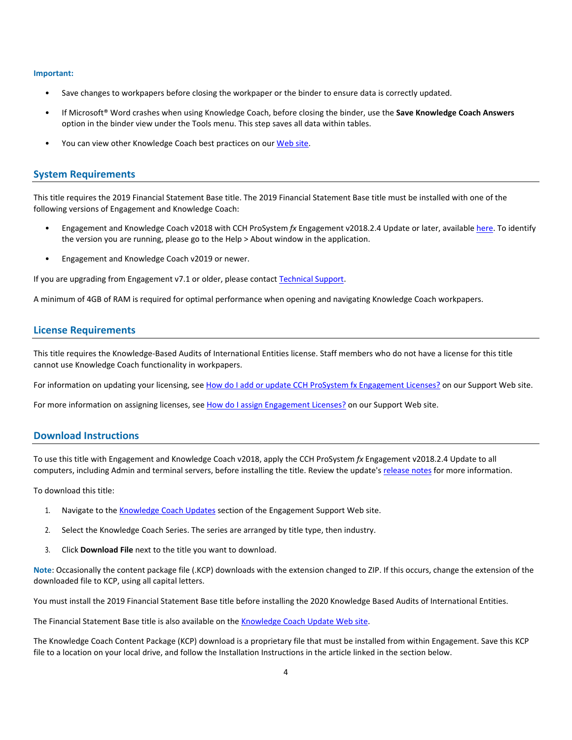**Important:**

- Save changes to workpapers before closing the workpaper or the binder to ensure data is correctly updated.
- If Microsoft® Word crashes when using Knowledge Coach, before closing the binder, use the **Save Knowledge Coach Answers** option in the binder view under the Tools menu. This step saves all data within tables.
- You can view other Knowledge Coach best practices on our Web site.

## System Requirements

This title requires the 2019 Financial Statement Base title. The 2019 Financial Statement Base title must be installed with one of the following versions of Engagement and Knowledge Coach:

- Engagement and Knowledge Coach v2018 with CCH ProSystem *fx* Engagement v2018.2.4 Update or later, available here. To identify the version you are running, please go to the Help > About window in the application.
- Engagement and Knowledge Coach v2019 or newer.

If you are upgrading from Engagement v7.1 or older, please contact Technical Support.

A minimum of 4GB of RAM is required for optimal performance when opening and navigating Knowledge Coach workpapers.

## License Requirements

This title requires the Knowledge-Based Audits of International Entities license. Staff members who do not have a license for this title cannot use Knowledge Coach functionality in workpapers.

For information on updating your licensing, see How do I add or update CCH ProSystem fx Engagement Licenses? on our Support Web site.

For more information on assigning licenses, see How do I assign Engagement Licenses? on our Support Web site.

## Download Instructions

To use this title with Engagement and Knowledge Coach v2018, apply the CCH ProSystem *fx* Engagement v2018.2.4 Update to all computers, including Admin and terminal servers, before installing the title. Review the update's release notes for more information.

To download this title:

1. Navigate to the Knowledge Coach Updates section of the Engagement Support Web site.
2. Select the Knowledge Coach Series. The series are arranged by title type, then industry.
3. Click **Download File** next to the title you want to download.

**Note**: Occasionally the content package file (.KCP) downloads with the extension changed to ZIP. If this occurs, change the extension of the downloaded file to KCP, using all capital letters.

You must install the 2019 Financial Statement Base title before installing the 2020 Knowledge Based Audits of International Entities.

The Financial Statement Base title is also available on the Knowledge Coach Update Web site.

The Knowledge Coach Content Package (KCP) download is a proprietary file that must be installed from within Engagement. Save this KCP file to a location on your local drive, and follow the Installation Instructions in the article linked in the section below.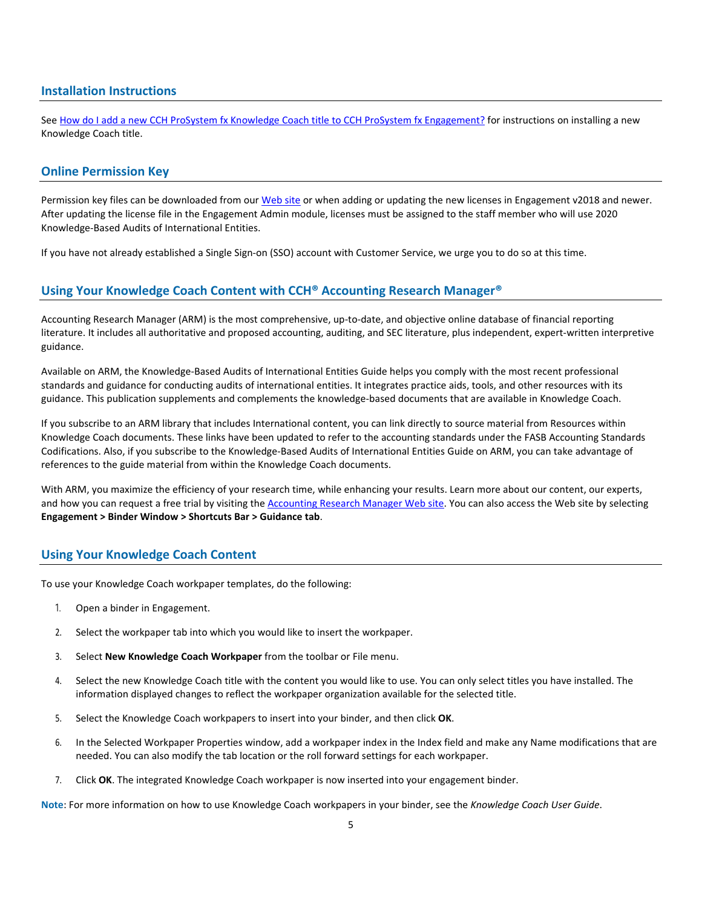## Installation Instructions

See [How do I add a new CCH ProSystem fx Knowledge Coach title to CCH ProSystem fx Engagement?]() for instructions on installing a new Knowledge Coach title.

## Online Permission Key

Permission key files can be downloaded from our [Web site]() or when adding or updating the new licenses in Engagement v2018 and newer. After updating the license file in the Engagement Admin module, licenses must be assigned to the staff member who will use 2020 Knowledge-Based Audits of International Entities.

If you have not already established a Single Sign-on (SSO) account with Customer Service, we urge you to do so at this time.

## Using Your Knowledge Coach Content with CCH® Accounting Research Manager®

Accounting Research Manager (ARM) is the most comprehensive, up-to-date, and objective online database of financial reporting literature. It includes all authoritative and proposed accounting, auditing, and SEC literature, plus independent, expert-written interpretive guidance.

Available on ARM, the Knowledge-Based Audits of International Entities Guide helps you comply with the most recent professional standards and guidance for conducting audits of international entities. It integrates practice aids, tools, and other resources with its guidance. This publication supplements and complements the knowledge-based documents that are available in Knowledge Coach.

If you subscribe to an ARM library that includes International content, you can link directly to source material from Resources within Knowledge Coach documents. These links have been updated to refer to the accounting standards under the FASB Accounting Standards Codifications. Also, if you subscribe to the Knowledge-Based Audits of International Entities Guide on ARM, you can take advantage of references to the guide material from within the Knowledge Coach documents.

With ARM, you maximize the efficiency of your research time, while enhancing your results. Learn more about our content, our experts, and how you can request a free trial by visiting the [Accounting Research Manager Web site](). You can also access the Web site by selecting **Engagement > Binder Window > Shortcuts Bar > Guidance tab**.

## Using Your Knowledge Coach Content

To use your Knowledge Coach workpaper templates, do the following:

1. Open a binder in Engagement.
2. Select the workpaper tab into which you would like to insert the workpaper.
3. Select **New Knowledge Coach Workpaper** from the toolbar or File menu.
4. Select the new Knowledge Coach title with the content you would like to use. You can only select titles you have installed. The information displayed changes to reflect the workpaper organization available for the selected title.
5. Select the Knowledge Coach workpapers to insert into your binder, and then click **OK**.
6. In the Selected Workpaper Properties window, add a workpaper index in the Index field and make any Name modifications that are needed. You can also modify the tab location or the roll forward settings for each workpaper.
7. Click **OK**. The integrated Knowledge Coach workpaper is now inserted into your engagement binder.

**Note**: For more information on how to use Knowledge Coach workpapers in your binder, see the *Knowledge Coach User Guide*.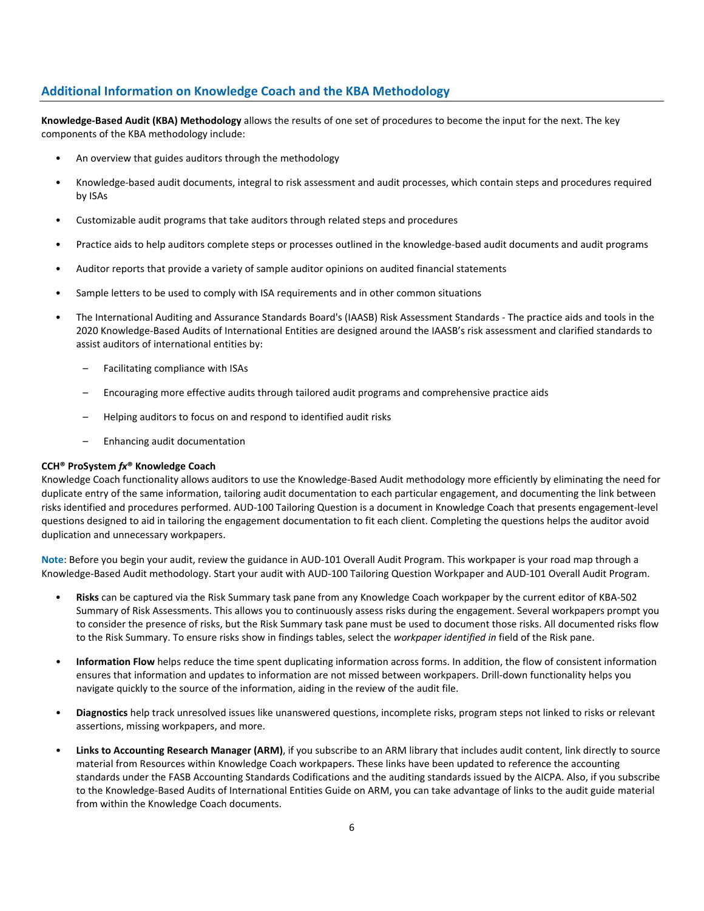## Additional Information on Knowledge Coach and the KBA Methodology

**Knowledge-Based Audit (KBA) Methodology** allows the results of one set of procedures to become the input for the next. The key components of the KBA methodology include:

- An overview that guides auditors through the methodology
- Knowledge-based audit documents, integral to risk assessment and audit processes, which contain steps and procedures required by ISAs
- Customizable audit programs that take auditors through related steps and procedures
- Practice aids to help auditors complete steps or processes outlined in the knowledge-based audit documents and audit programs
- Auditor reports that provide a variety of sample auditor opinions on audited financial statements
- Sample letters to be used to comply with ISA requirements and in other common situations
- The International Auditing and Assurance Standards Board's (IAASB) Risk Assessment Standards - The practice aids and tools in the 2020 Knowledge-Based Audits of International Entities are designed around the IAASB's risk assessment and clarified standards to assist auditors of international entities by:
  - Facilitating compliance with ISAs
  - Encouraging more effective audits through tailored audit programs and comprehensive practice aids
  - Helping auditors to focus on and respond to identified audit risks
  - Enhancing audit documentation

**CCH® ProSystem *fx*® Knowledge Coach**
Knowledge Coach functionality allows auditors to use the Knowledge-Based Audit methodology more efficiently by eliminating the need for duplicate entry of the same information, tailoring audit documentation to each particular engagement, and documenting the link between risks identified and procedures performed. AUD-100 Tailoring Question is a document in Knowledge Coach that presents engagement-level questions designed to aid in tailoring the engagement documentation to fit each client. Completing the questions helps the auditor avoid duplication and unnecessary workpapers.

**Note**: Before you begin your audit, review the guidance in AUD-101 Overall Audit Program. This workpaper is your road map through a Knowledge-Based Audit methodology. Start your audit with AUD-100 Tailoring Question Workpaper and AUD-101 Overall Audit Program.

- **Risks** can be captured via the Risk Summary task pane from any Knowledge Coach workpaper by the current editor of KBA-502 Summary of Risk Assessments. This allows you to continuously assess risks during the engagement. Several workpapers prompt you to consider the presence of risks, but the Risk Summary task pane must be used to document those risks. All documented risks flow to the Risk Summary. To ensure risks show in findings tables, select the *workpaper identified in* field of the Risk pane.
- **Information Flow** helps reduce the time spent duplicating information across forms. In addition, the flow of consistent information ensures that information and updates to information are not missed between workpapers. Drill-down functionality helps you navigate quickly to the source of the information, aiding in the review of the audit file.
- **Diagnostics** help track unresolved issues like unanswered questions, incomplete risks, program steps not linked to risks or relevant assertions, missing workpapers, and more.
- **Links to Accounting Research Manager (ARM)**, if you subscribe to an ARM library that includes audit content, link directly to source material from Resources within Knowledge Coach workpapers. These links have been updated to reference the accounting standards under the FASB Accounting Standards Codifications and the auditing standards issued by the AICPA. Also, if you subscribe to the Knowledge-Based Audits of International Entities Guide on ARM, you can take advantage of links to the audit guide material from within the Knowledge Coach documents.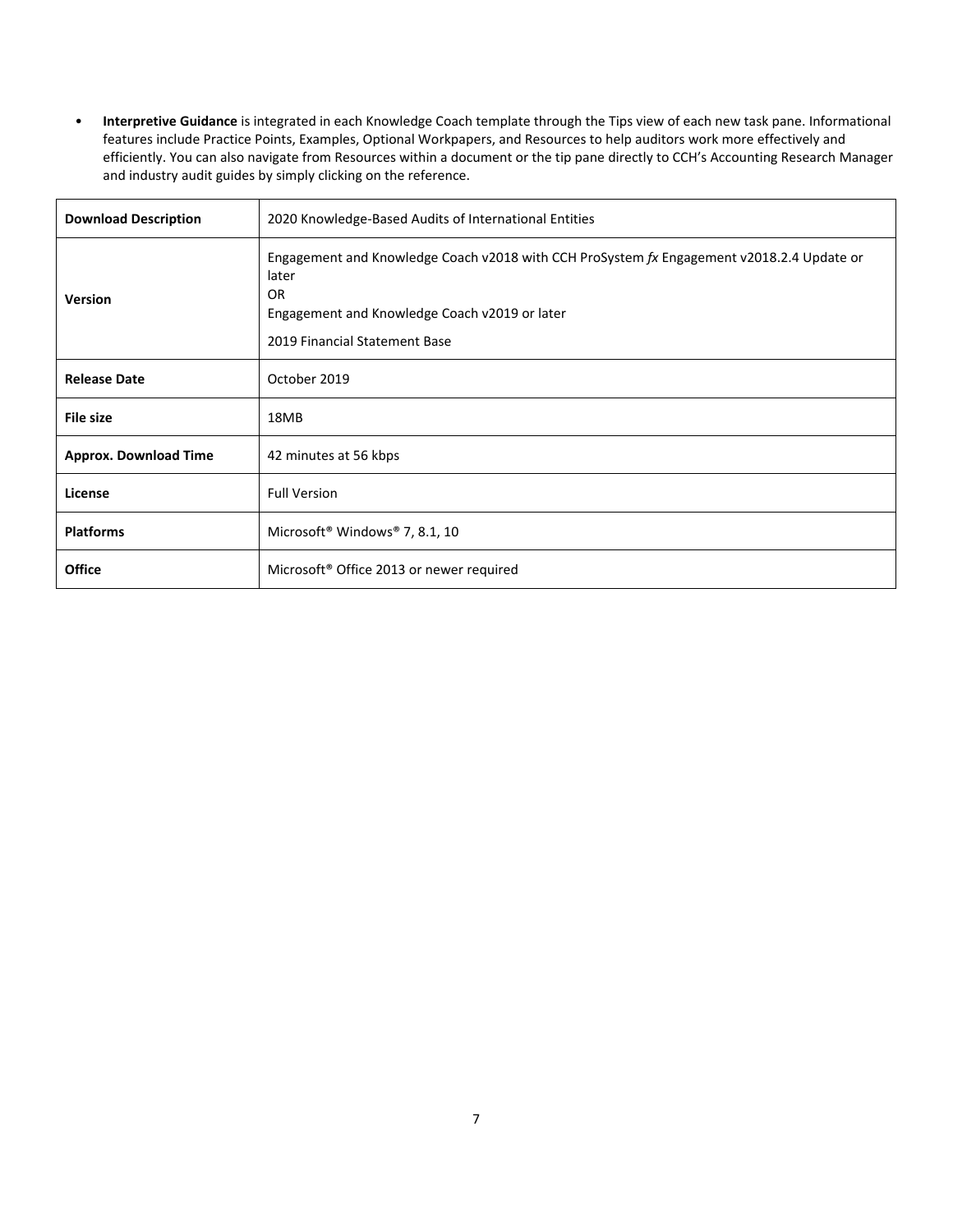- **Interpretive Guidance** is integrated in each Knowledge Coach template through the Tips view of each new task pane. Informational features include Practice Points, Examples, Optional Workpapers, and Resources to help auditors work more effectively and efficiently. You can also navigate from Resources within a document or the tip pane directly to CCH's Accounting Research Manager and industry audit guides by simply clicking on the reference.

| | |
|---|---|
| **Download Description** | 2020 Knowledge-Based Audits of International Entities |
| **Version** | Engagement and Knowledge Coach v2018 with CCH ProSystem *fx* Engagement v2018.2.4 Update or later<br>OR<br>Engagement and Knowledge Coach v2019 or later<br>2019 Financial Statement Base |
| **Release Date** | October 2019 |
| **File size** | 18MB |
| **Approx. Download Time** | 42 minutes at 56 kbps |
| **License** | Full Version |
| **Platforms** | Microsoft® Windows® 7, 8.1, 10 |
| **Office** | Microsoft® Office 2013 or newer required |